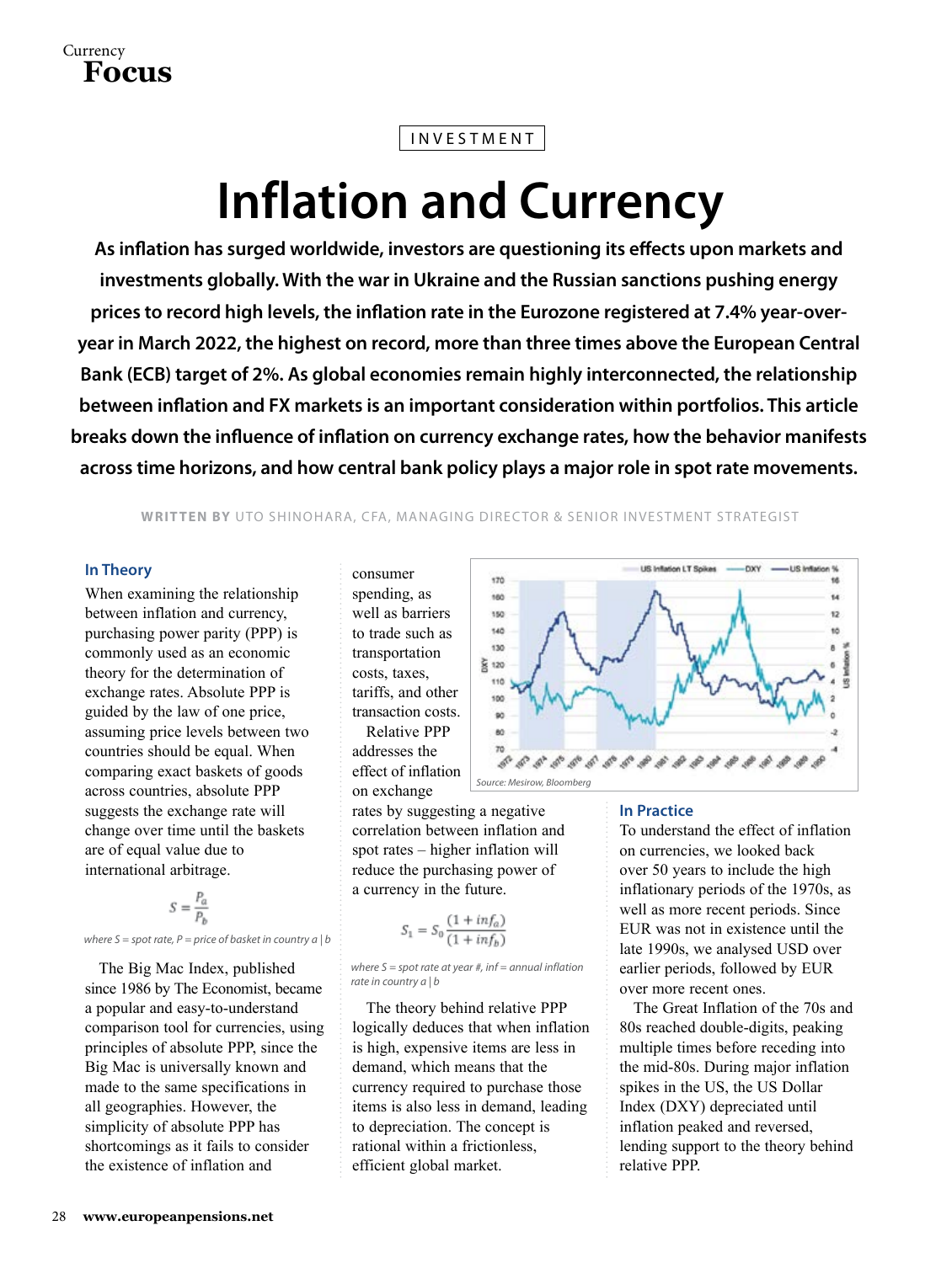INVESTMENT

# Inflation and Currency

**As inflation has surged worldwide, investors are questioning its effects upon markets and investments globally. With the war in Ukraine and the Russian sanctions pushing energy prices to record high levels, the inflation rate in the Eurozone registered at 7.4% year-over-year in March 2022, the highest on record, more than three times above the European Central Bank (ECB) target of 2%. As global economies remain highly interconnected, the relationship between inflation and FX markets is an important consideration within portfolios. This article breaks down the influence of inflation on currency exchange rates, how the behavior manifests across time horizons, and how central bank policy plays a major role in spot rate movements.**

**WRITTEN BY** UTO SHINOHARA, CFA, MANAGING DIRECTOR & SENIOR INVESTMENT STRATEGIST

## In Theory

When examining the relationship between inflation and currency, purchasing power parity (PPP) is commonly used as an economic theory for the determination of exchange rates. Absolute PPP is guided by the law of one price, assuming price levels between two countries should be equal. When comparing exact baskets of goods across countries, absolute PPP suggests the exchange rate will change over time until the baskets are of equal value due to international arbitrage.

$$S = \frac{P_a}{P_b}$$

*where S = spot rate, P = price of basket in country a | b*

The Big Mac Index, published since 1986 by The Economist, became a popular and easy-to-understand comparison tool for currencies, using principles of absolute PPP, since the Big Mac is universally known and made to the same specifications in all geographies. However, the simplicity of absolute PPP has shortcomings as it fails to consider the existence of inflation and consumer spending, as well as barriers to trade such as transportation costs, taxes, tariffs, and other transaction costs.

Relative PPP addresses the effect of inflation on exchange rates by suggesting a negative correlation between inflation and spot rates – higher inflation will reduce the purchasing power of a currency in the future.

$$S_1 = S_0 \frac{(1 + inf_a)}{(1 + inf_b)}$$

*where S = spot rate at year #, inf = annual inflation rate in country a | b*

The theory behind relative PPP logically deduces that when inflation is high, expensive items are less in demand, which means that the currency required to purchase those items is also less in demand, leading to depreciation. The concept is rational within a frictionless, efficient global market.

*Source: Mesirow, Bloomberg*

## In Practice

To understand the effect of inflation on currencies, we looked back over 50 years to include the high inflationary periods of the 1970s, as well as more recent periods. Since EUR was not in existence until the late 1990s, we analysed USD over earlier periods, followed by EUR over more recent ones.

The Great Inflation of the 70s and 80s reached double-digits, peaking multiple times before receding into the mid-80s. During major inflation spikes in the US, the US Dollar Index (DXY) depreciated until inflation peaked and reversed, lending support to the theory behind relative PPP.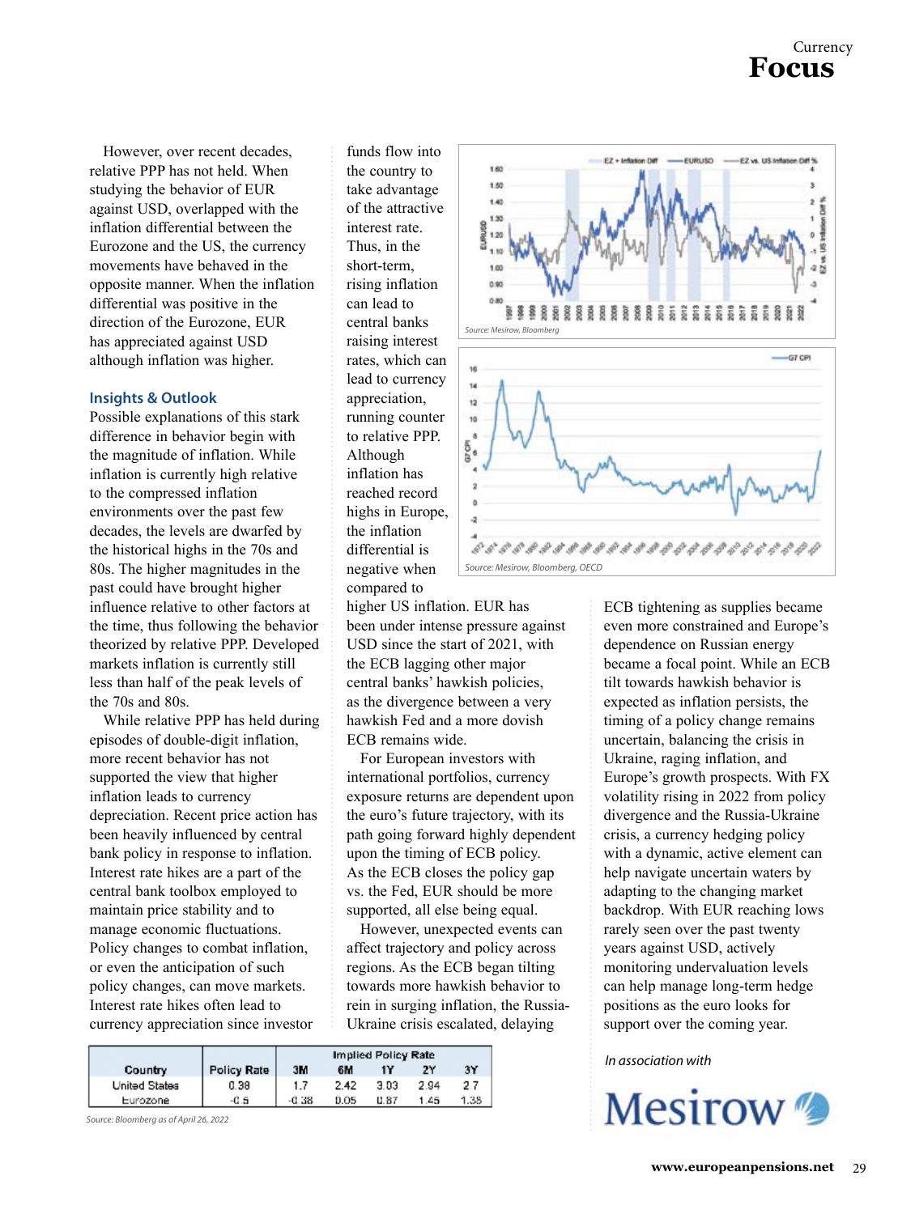However, over recent decades, relative PPP has not held. When studying the behavior of EUR against USD, overlapped with the inflation differential between the Eurozone and the US, the currency movements have behaved in the opposite manner. When the inflation differential was positive in the direction of the Eurozone, EUR has appreciated against USD although inflation was higher.

### Insights & Outlook

Possible explanations of this stark difference in behavior begin with the magnitude of inflation. While inflation is currently high relative to the compressed inflation environments over the past few decades, the levels are dwarfed by the historical highs in the 70s and 80s. The higher magnitudes in the past could have brought higher influence relative to other factors at the time, thus following the behavior theorized by relative PPP. Developed markets inflation is currently still less than half of the peak levels of the 70s and 80s.

While relative PPP has held during episodes of double-digit inflation, more recent behavior has not supported the view that higher inflation leads to currency depreciation. Recent price action has been heavily influenced by central bank policy in response to inflation. Interest rate hikes are a part of the central bank toolbox employed to maintain price stability and to manage economic fluctuations. Policy changes to combat inflation, or even the anticipation of such policy changes, can move markets. Interest rate hikes often lead to currency appreciation since investor funds flow into the country to take advantage of the attractive interest rate. Thus, in the short-term, rising inflation can lead to central banks raising interest rates, which can lead to currency appreciation, running counter to relative PPP. Although inflation has reached record highs in Europe, the inflation differential is negative when compared to higher US inflation. EUR has been under intense pressure against USD since the start of 2021, with the ECB lagging other major central banks' hawkish policies, as the divergence between a very hawkish Fed and a more dovish ECB remains wide.

EZ + Inflation Diff — EURUSD — EZ vs. US Inflation Diff %

EURUSD

EZ vs. US Inflation Diff %

*Source: Mesirow, Bloomberg*

G7 CPI

*Source: Mesirow, Bloomberg, OECD*

For European investors with international portfolios, currency exposure returns are dependent upon the euro's future trajectory, with its path going forward highly dependent upon the timing of ECB policy. As the ECB closes the policy gap vs. the Fed, EUR should be more supported, all else being equal.

However, unexpected events can affect trajectory and policy across regions. As the ECB began tilting towards more hawkish behavior to rein in surging inflation, the Russia-Ukraine crisis escalated, delaying ECB tightening as supplies became even more constrained and Europe's dependence on Russian energy became a focal point. While an ECB tilt towards hawkish behavior is expected as inflation persists, the timing of a policy change remains uncertain, balancing the crisis in Ukraine, raging inflation, and Europe's growth prospects. With FX volatility rising in 2022 from policy divergence and the Russia-Ukraine crisis, a currency hedging policy with a dynamic, active element can help navigate uncertain waters by adapting to the changing market backdrop. With EUR reaching lows rarely seen over the past twenty years against USD, actively monitoring undervaluation levels can help manage long-term hedge positions as the euro looks for support over the coming year.

| Country | Policy Rate | Implied Policy Rate | | | | |
|---|---|---|---|---|---|---|
| | | 3M | 6M | 1Y | 2Y | 3Y |
| United States | 0.38 | 1.7 | 2.42 | 3.03 | 2.94 | 2.7 |
| Eurozone | -0.5 | -0.38 | 0.05 | 0.87 | 1.45 | 1.35 |

*Source: Bloomberg as of April 26, 2022*

*In association with*

Mesirow